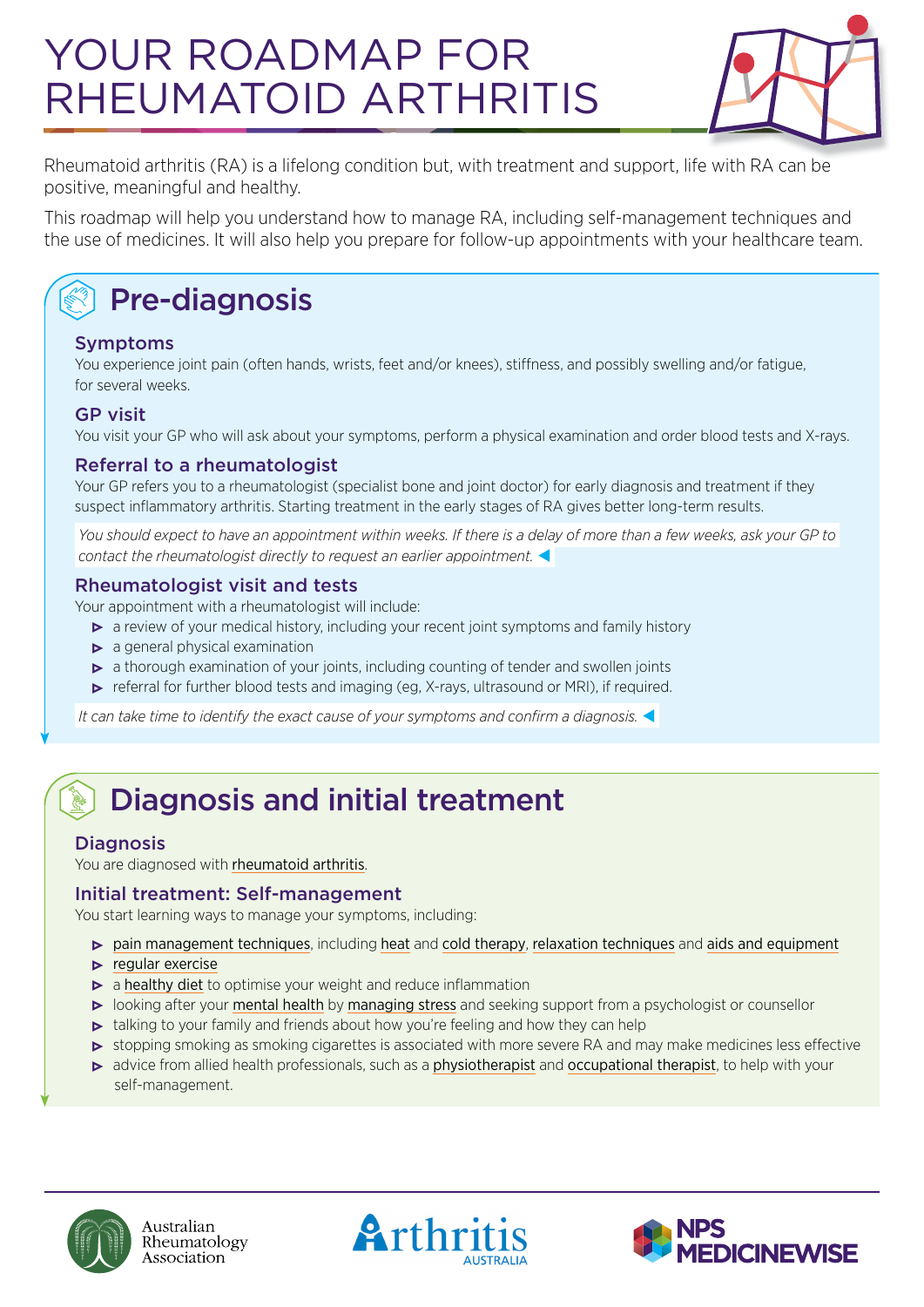# YOUR ROADMAP FOR RHEUMATOID ARTHRITIS

Rheumatoid arthritis (RA) is a lifelong condition but, with treatment and support, life with RA can be positive, meaningful and healthy.

This roadmap will help you understand how to manage RA, including self-management techniques and the use of medicines. It will also help you prepare for follow-up appointments with your healthcare team.

## Pre-diagnosis

### Symptoms

You experience joint pain (often hands, wrists, feet and/or knees), stiffness, and possibly swelling and/or fatigue, for several weeks.

### GP visit

You visit your GP who will ask about your symptoms, perform a physical examination and order blood tests and X-rays.

### Referral to a rheumatologist

Your GP refers you to a rheumatologist (specialist bone and joint doctor) for early diagnosis and treatment if they suspect inflammatory arthritis. Starting treatment in the early stages of RA gives better long-term results.

*You should expect to have an appointment within weeks. If there is a delay of more than a few weeks, ask your GP to contact the rheumatologist directly to request an earlier appointment.*

### Rheumatologist visit and tests

Your appointment with a rheumatologist will include:

- a review of your medical history, including your recent joint symptoms and family history
- a general physical examination
- a thorough examination of your joints, including counting of tender and swollen joints
- referral for further blood tests and imaging (eg, X-rays, ultrasound or MRI), if required.

*It can take time to identify the exact cause of your symptoms and confirm a diagnosis.*

## Diagnosis and initial treatment

### Diagnosis

You are diagnosed with rheumatoid arthritis.

### Initial treatment: Self-management

You start learning ways to manage your symptoms, including:

- pain management techniques, including heat and cold therapy, relaxation techniques and aids and equipment
- regular exercise
- a healthy diet to optimise your weight and reduce inflammation
- looking after your mental health by managing stress and seeking support from a psychologist or counsellor
- talking to your family and friends about how you're feeling and how they can help
- stopping smoking as smoking cigarettes is associated with more severe RA and may make medicines less effective
- advice from allied health professionals, such as a physiotherapist and occupational therapist, to help with your self-management.

Australian Rheumatology Association | Arthritis Australia | NPS MedicineWise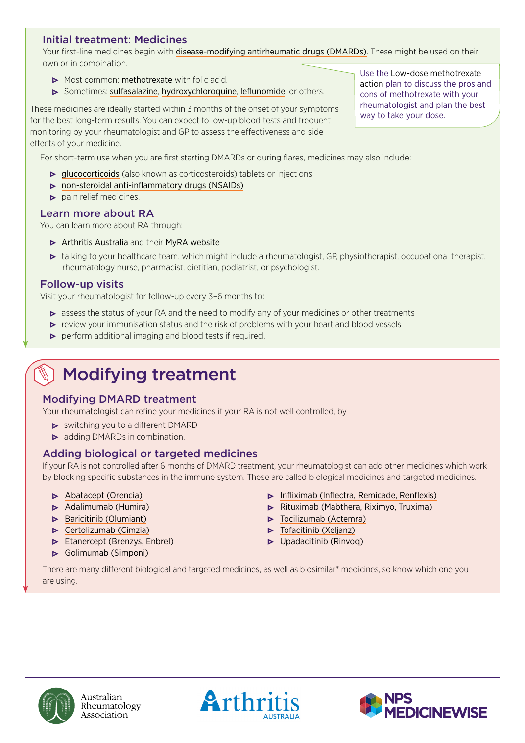### Initial treatment: Medicines

Your first-line medicines begin with disease-modifying antirheumatic drugs (DMARDs). These might be used on their own or in combination.

- Most common: methotrexate with folic acid.
- Sometimes: sulfasalazine, hydroxychloroquine, leflunomide, or others.

Use the Low-dose methotrexate action plan to discuss the pros and cons of methotrexate with your rheumatologist and plan the best way to take your dose.

These medicines are ideally started within 3 months of the onset of your symptoms for the best long-term results. You can expect follow-up blood tests and frequent monitoring by your rheumatologist and GP to assess the effectiveness and side effects of your medicine.

For short-term use when you are first starting DMARDs or during flares, medicines may also include:

- glucocorticoids (also known as corticosteroids) tablets or injections
- non-steroidal anti-inflammatory drugs (NSAIDs)
- pain relief medicines.

### Learn more about RA

You can learn more about RA through:

- Arthritis Australia and their MyRA website
- talking to your healthcare team, which might include a rheumatologist, GP, physiotherapist, occupational therapist, rheumatology nurse, pharmacist, dietitian, podiatrist, or psychologist.

### Follow-up visits

Visit your rheumatologist for follow-up every 3–6 months to:

- assess the status of your RA and the need to modify any of your medicines or other treatments
- review your immunisation status and the risk of problems with your heart and blood vessels
- perform additional imaging and blood tests if required.

## Modifying treatment

### Modifying DMARD treatment

Your rheumatologist can refine your medicines if your RA is not well controlled, by

- switching you to a different DMARD
- adding DMARDs in combination.

### Adding biological or targeted medicines

If your RA is not controlled after 6 months of DMARD treatment, your rheumatologist can add other medicines which work by blocking specific substances in the immune system. These are called biological medicines and targeted medicines.

- Abatacept (Orencia)
- Adalimumab (Humira)
- Baricitinib (Olumiant)
- Certolizumab (Cimzia)
- Etanercept (Brenzys, Enbrel)
- Golimumab (Simponi)
- Infliximab (Inflectra, Remicade, Renflexis)
- Rituximab (Mabthera, Riximyo, Truxima)
- Tocilizumab (Actemra)
- Tofacitinib (Xeljanz)
- Upadacitinib (Rinvoq)

There are many different biological and targeted medicines, as well as biosimilar* medicines, so know which one you are using.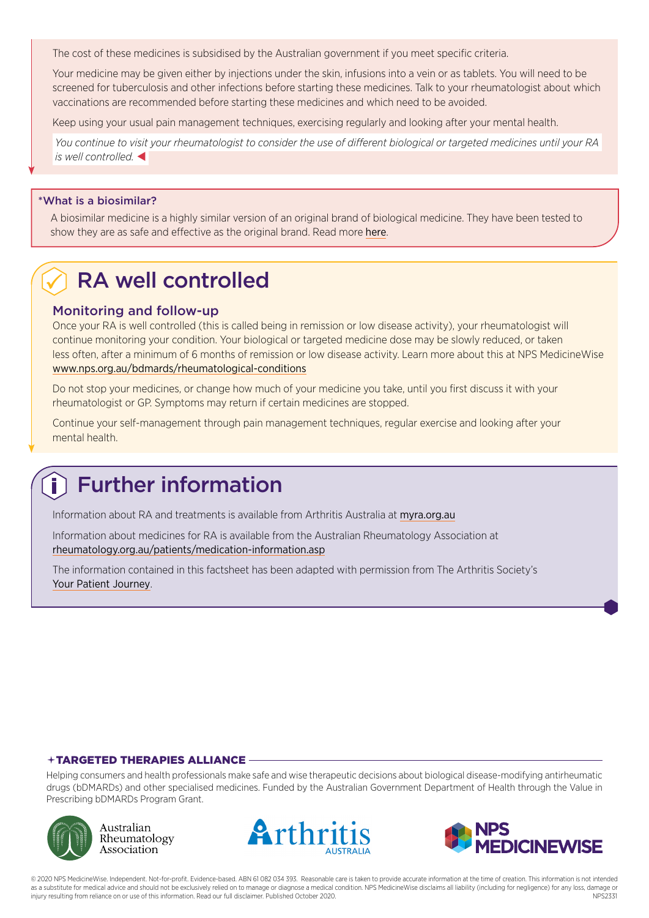The cost of these medicines is subsidised by the Australian government if you meet specific criteria.

Your medicine may be given either by injections under the skin, infusions into a vein or as tablets. You will need to be screened for tuberculosis and other infections before starting these medicines. Talk to your rheumatologist about which vaccinations are recommended before starting these medicines and which need to be avoided.

Keep using your usual pain management techniques, exercising regularly and looking after your mental health.

*You continue to visit your rheumatologist to consider the use of different biological or targeted medicines until your RA is well controlled.*

**\*What is a biosimilar?**

A biosimilar medicine is a highly similar version of an original brand of biological medicine. They have been tested to show they are as safe and effective as the original brand. Read more here.

# RA well controlled

## Monitoring and follow-up

Once your RA is well controlled (this is called being in remission or low disease activity), your rheumatologist will continue monitoring your condition. Your biological or targeted medicine dose may be slowly reduced, or taken less often, after a minimum of 6 months of remission or low disease activity. Learn more about this at NPS MedicineWise www.nps.org.au/bdmards/rheumatological-conditions

Do not stop your medicines, or change how much of your medicine you take, until you first discuss it with your rheumatologist or GP. Symptoms may return if certain medicines are stopped.

Continue your self-management through pain management techniques, regular exercise and looking after your mental health.

# Further information

Information about RA and treatments is available from Arthritis Australia at myra.org.au

Information about medicines for RA is available from the Australian Rheumatology Association at rheumatology.org.au/patients/medication-information.asp

The information contained in this factsheet has been adapted with permission from The Arthritis Society's Your Patient Journey.

**+TARGETED THERAPIES ALLIANCE**

Helping consumers and health professionals make safe and wise therapeutic decisions about biological disease-modifying antirheumatic drugs (bDMARDs) and other specialised medicines. Funded by the Australian Government Department of Health through the Value in Prescribing bDMARDs Program Grant.

Australian Rheumatology Association

Arthritis AUSTRALIA

NPS MEDICINEWISE

© 2020 NPS MedicineWise. Independent. Not-for-profit. Evidence-based. ABN 61 082 034 393. Reasonable care is taken to provide accurate information at the time of creation. This information is not intended as a substitute for medical advice and should not be exclusively relied on to manage or diagnose a medical condition. NPS MedicineWise disclaims all liability (including for negligence) for any loss, damage or injury resulting from reliance on or use of this information. Read our full disclaimer. Published October 2020. NPS2331